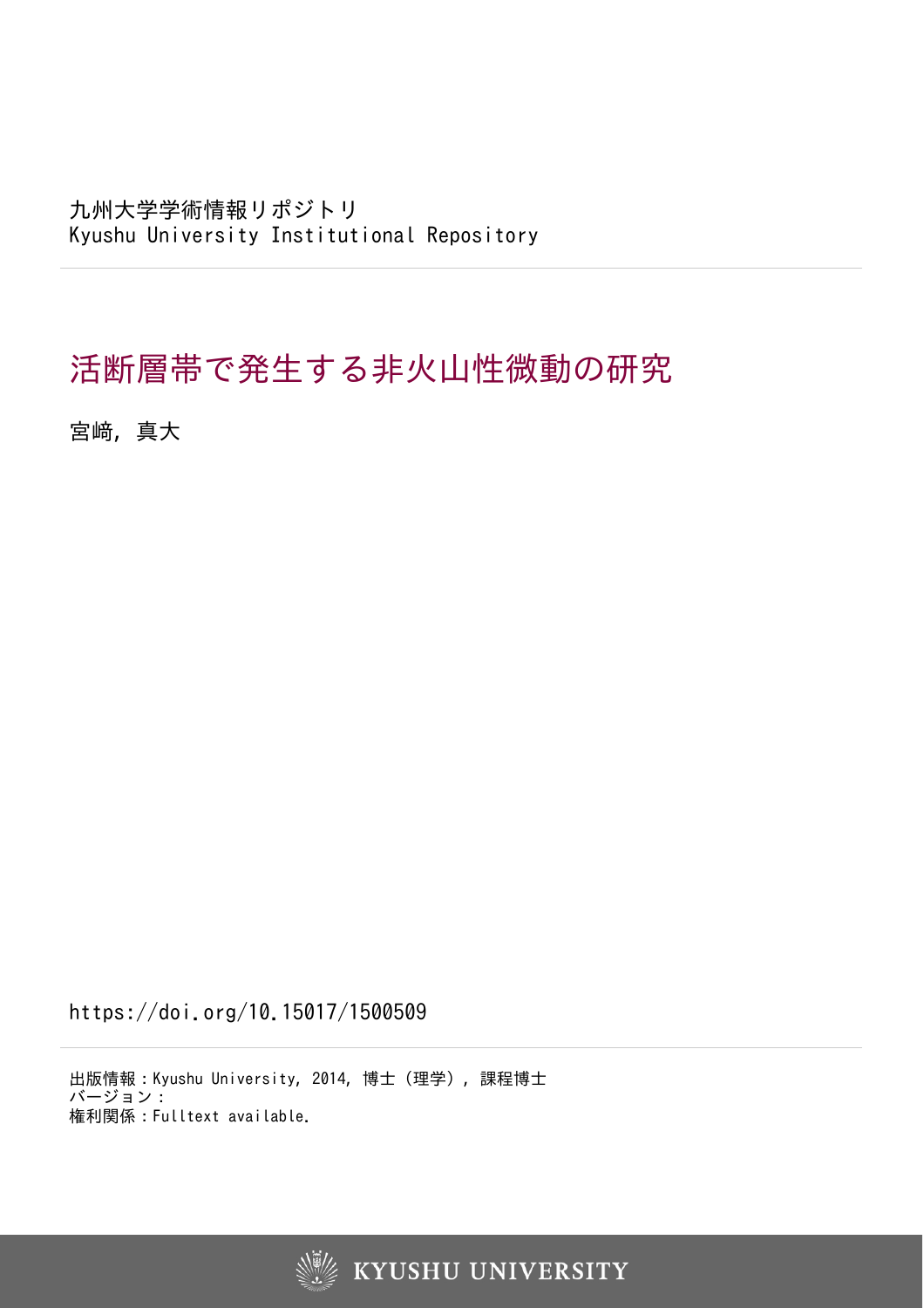九州大学学術情報リポジトリ
Kyushu University Institutional Repository

# 活断層帯で発生する非火山性微動の研究

宮﨑，真大

https://doi.org/10.15017/1500509

出版情報：Kyushu University, 2014, 博士（理学）, 課程博士
バージョン：
権利関係：Fulltext available.

KYUSHU UNIVERSITY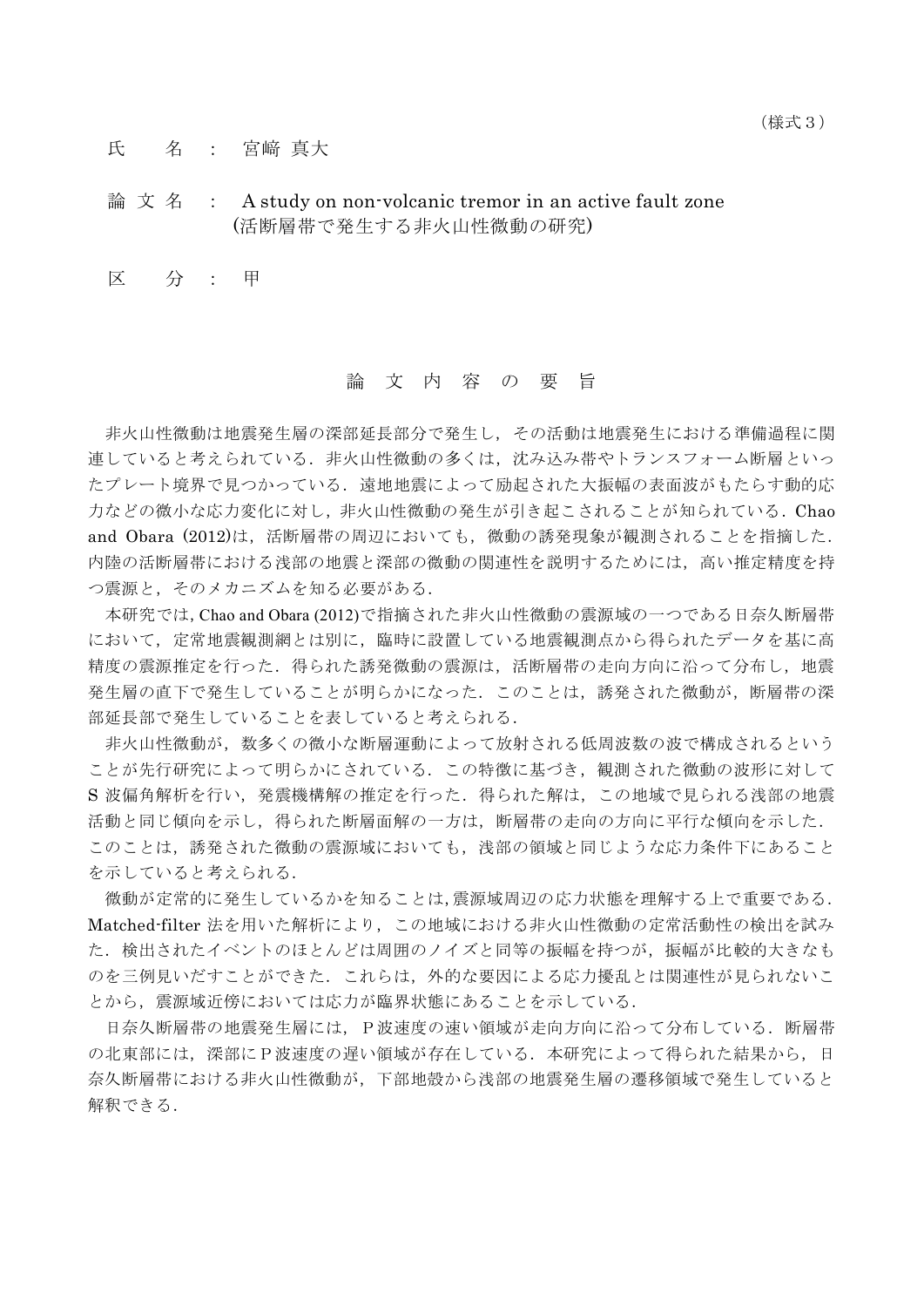（様式３）

氏　　名　：　宮﨑 真大

論 文 名　：　A study on non-volcanic tremor in an active fault zone
(活断層帯で発生する非火山性微動の研究)

区　　分　：　甲

## 論 文 内 容 の 要 旨

非火山性微動は地震発生層の深部延長部分で発生し，その活動は地震発生における準備過程に関連していると考えられている．非火山性微動の多くは，沈み込み帯やトランスフォーム断層といったプレート境界で見つかっている．遠地地震によって励起された大振幅の表面波がもたらす動的応力などの微小な応力変化に対し，非火山性微動の発生が引き起こされることが知られている．Chao and Obara (2012)は，活断層帯の周辺においても，微動の誘発現象が観測されることを指摘した．内陸の活断層帯における浅部の地震と深部の微動の関連性を説明するためには，高い推定精度を持つ震源と，そのメカニズムを知る必要がある．

本研究では, Chao and Obara (2012)で指摘された非火山性微動の震源域の一つである日奈久断層帯において，定常地震観測網とは別に，臨時に設置している地震観測点から得られたデータを基に高精度の震源推定を行った．得られた誘発微動の震源は，活断層帯の走向方向に沿って分布し，地震発生層の直下で発生していることが明らかになった．このことは，誘発された微動が，断層帯の深部延長部で発生していることを表していると考えられる．

非火山性微動が，数多くの微小な断層運動によって放射される低周波数の波で構成されるということが先行研究によって明らかにされている．この特徴に基づき，観測された微動の波形に対して S 波偏角解析を行い，発震機構解の推定を行った．得られた解は，この地域で見られる浅部の地震活動と同じ傾向を示し，得られた断層面解の一方は，断層帯の走向の方向に平行な傾向を示した．このことは，誘発された微動の震源域においても，浅部の領域と同じような応力条件下にあることを示していると考えられる．

微動が定常的に発生しているかを知ることは,震源域周辺の応力状態を理解する上で重要である．Matched-filter 法を用いた解析により，この地域における非火山性微動の定常活動性の検出を試みた．検出されたイベントのほとんどは周囲のノイズと同等の振幅を持つが，振幅が比較的大きなものを三例見いだすことができた．これらは，外的な要因による応力擾乱とは関連性が見られないことから，震源域近傍においては応力が臨界状態にあることを示している．

日奈久断層帯の地震発生層には， P 波速度の速い領域が走向方向に沿って分布している．断層帯の北東部には，深部に P 波速度の遅い領域が存在している．本研究によって得られた結果から，日奈久断層帯における非火山性微動が，下部地殻から浅部の地震発生層の遷移領域で発生していると解釈できる．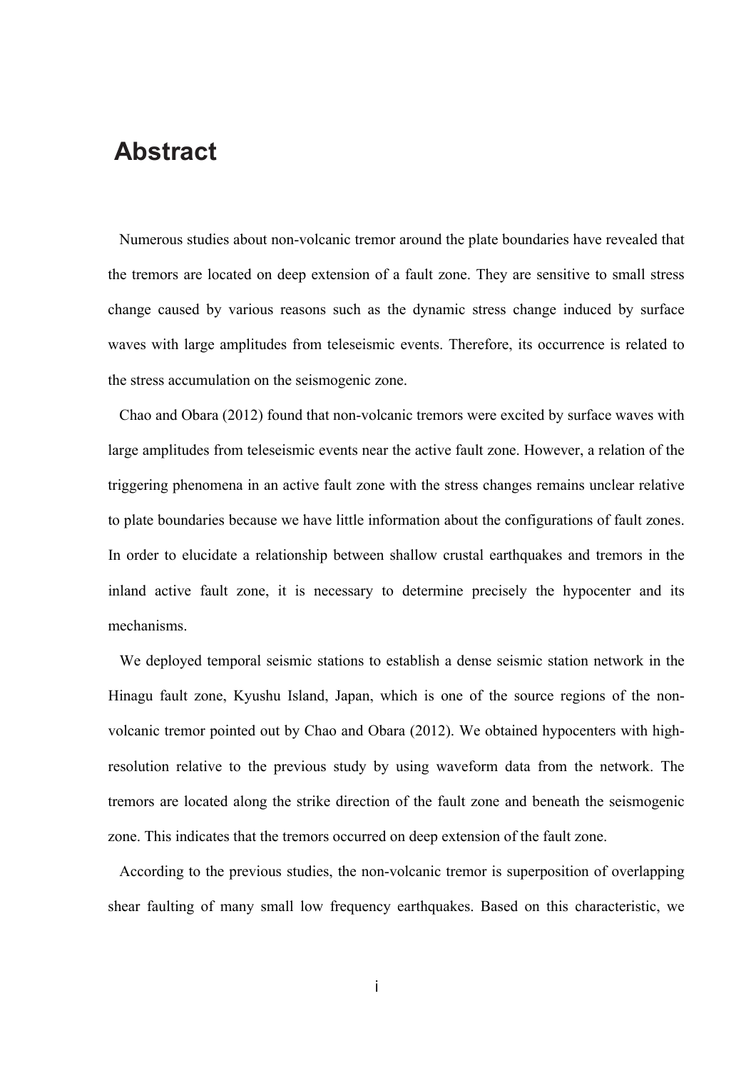# Abstract

Numerous studies about non-volcanic tremor around the plate boundaries have revealed that the tremors are located on deep extension of a fault zone. They are sensitive to small stress change caused by various reasons such as the dynamic stress change induced by surface waves with large amplitudes from teleseismic events. Therefore, its occurrence is related to the stress accumulation on the seismogenic zone.

Chao and Obara (2012) found that non-volcanic tremors were excited by surface waves with large amplitudes from teleseismic events near the active fault zone. However, a relation of the triggering phenomena in an active fault zone with the stress changes remains unclear relative to plate boundaries because we have little information about the configurations of fault zones. In order to elucidate a relationship between shallow crustal earthquakes and tremors in the inland active fault zone, it is necessary to determine precisely the hypocenter and its mechanisms.

We deployed temporal seismic stations to establish a dense seismic station network in the Hinagu fault zone, Kyushu Island, Japan, which is one of the source regions of the non-volcanic tremor pointed out by Chao and Obara (2012). We obtained hypocenters with high-resolution relative to the previous study by using waveform data from the network. The tremors are located along the strike direction of the fault zone and beneath the seismogenic zone. This indicates that the tremors occurred on deep extension of the fault zone.

According to the previous studies, the non-volcanic tremor is superposition of overlapping shear faulting of many small low frequency earthquakes. Based on this characteristic, we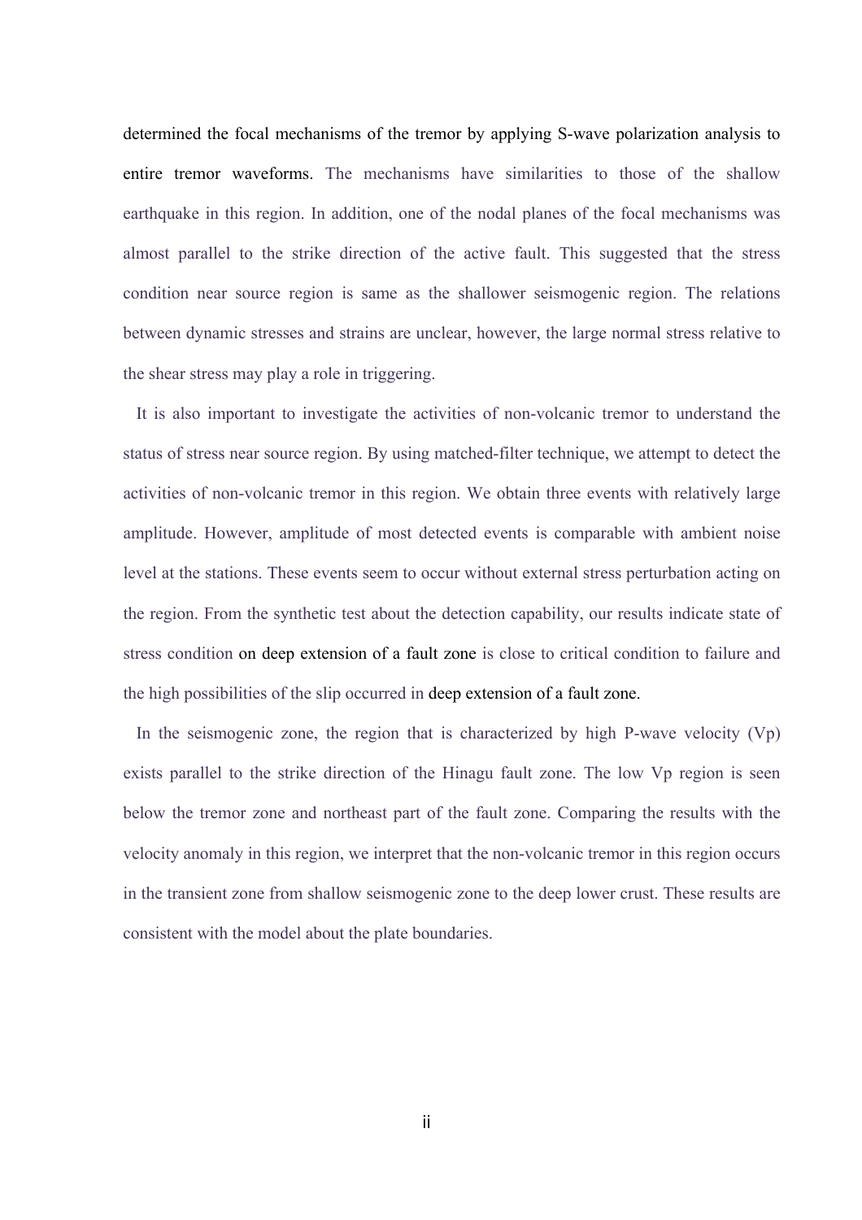determined the focal mechanisms of the tremor by applying S-wave polarization analysis to entire tremor waveforms. The mechanisms have similarities to those of the shallow earthquake in this region. In addition, one of the nodal planes of the focal mechanisms was almost parallel to the strike direction of the active fault. This suggested that the stress condition near source region is same as the shallower seismogenic region. The relations between dynamic stresses and strains are unclear, however, the large normal stress relative to the shear stress may play a role in triggering.

It is also important to investigate the activities of non-volcanic tremor to understand the status of stress near source region. By using matched-filter technique, we attempt to detect the activities of non-volcanic tremor in this region. We obtain three events with relatively large amplitude. However, amplitude of most detected events is comparable with ambient noise level at the stations. These events seem to occur without external stress perturbation acting on the region. From the synthetic test about the detection capability, our results indicate state of stress condition on deep extension of a fault zone is close to critical condition to failure and the high possibilities of the slip occurred in deep extension of a fault zone.

In the seismogenic zone, the region that is characterized by high P-wave velocity (Vp) exists parallel to the strike direction of the Hinagu fault zone. The low Vp region is seen below the tremor zone and northeast part of the fault zone. Comparing the results with the velocity anomaly in this region, we interpret that the non-volcanic tremor in this region occurs in the transient zone from shallow seismogenic zone to the deep lower crust. These results are consistent with the model about the plate boundaries.